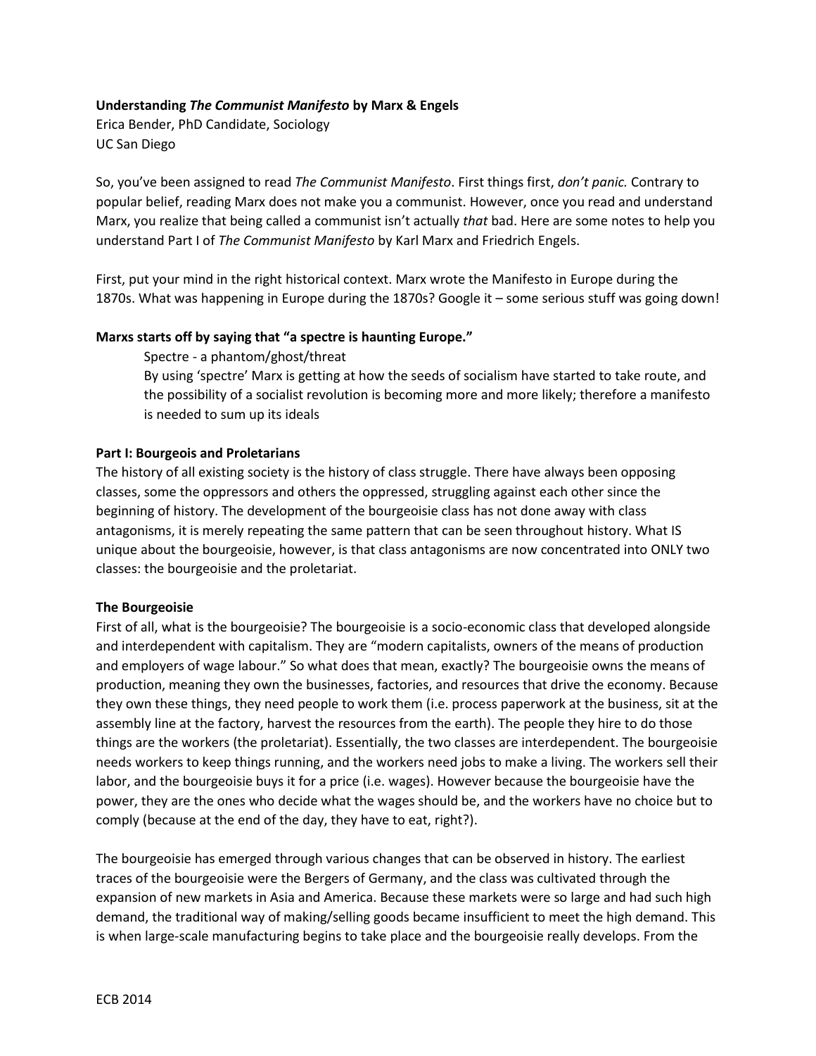**Understanding *The Communist Manifesto* by Marx & Engels**
Erica Bender, PhD Candidate, Sociology
UC San Diego

So, you've been assigned to read *The Communist Manifesto*. First things first, *don't panic.* Contrary to popular belief, reading Marx does not make you a communist. However, once you read and understand Marx, you realize that being called a communist isn't actually *that* bad. Here are some notes to help you understand Part I of *The Communist Manifesto* by Karl Marx and Friedrich Engels.

First, put your mind in the right historical context. Marx wrote the Manifesto in Europe during the 1870s. What was happening in Europe during the 1870s? Google it – some serious stuff was going down!

**Marxs starts off by saying that "a spectre is haunting Europe."**

> Spectre - a phantom/ghost/threat
> By using 'spectre' Marx is getting at how the seeds of socialism have started to take route, and the possibility of a socialist revolution is becoming more and more likely; therefore a manifesto is needed to sum up its ideals

**Part I: Bourgeois and Proletarians**

The history of all existing society is the history of class struggle. There have always been opposing classes, some the oppressors and others the oppressed, struggling against each other since the beginning of history. The development of the bourgeoisie class has not done away with class antagonisms, it is merely repeating the same pattern that can be seen throughout history. What IS unique about the bourgeoisie, however, is that class antagonisms are now concentrated into ONLY two classes: the bourgeoisie and the proletariat.

**The Bourgeoisie**

First of all, what is the bourgeoisie? The bourgeoisie is a socio-economic class that developed alongside and interdependent with capitalism. They are "modern capitalists, owners of the means of production and employers of wage labour." So what does that mean, exactly? The bourgeoisie owns the means of production, meaning they own the businesses, factories, and resources that drive the economy. Because they own these things, they need people to work them (i.e. process paperwork at the business, sit at the assembly line at the factory, harvest the resources from the earth). The people they hire to do those things are the workers (the proletariat). Essentially, the two classes are interdependent. The bourgeoisie needs workers to keep things running, and the workers need jobs to make a living. The workers sell their labor, and the bourgeoisie buys it for a price (i.e. wages). However because the bourgeoisie have the power, they are the ones who decide what the wages should be, and the workers have no choice but to comply (because at the end of the day, they have to eat, right?).

The bourgeoisie has emerged through various changes that can be observed in history. The earliest traces of the bourgeoisie were the Bergers of Germany, and the class was cultivated through the expansion of new markets in Asia and America. Because these markets were so large and had such high demand, the traditional way of making/selling goods became insufficient to meet the high demand. This is when large-scale manufacturing begins to take place and the bourgeoisie really develops. From the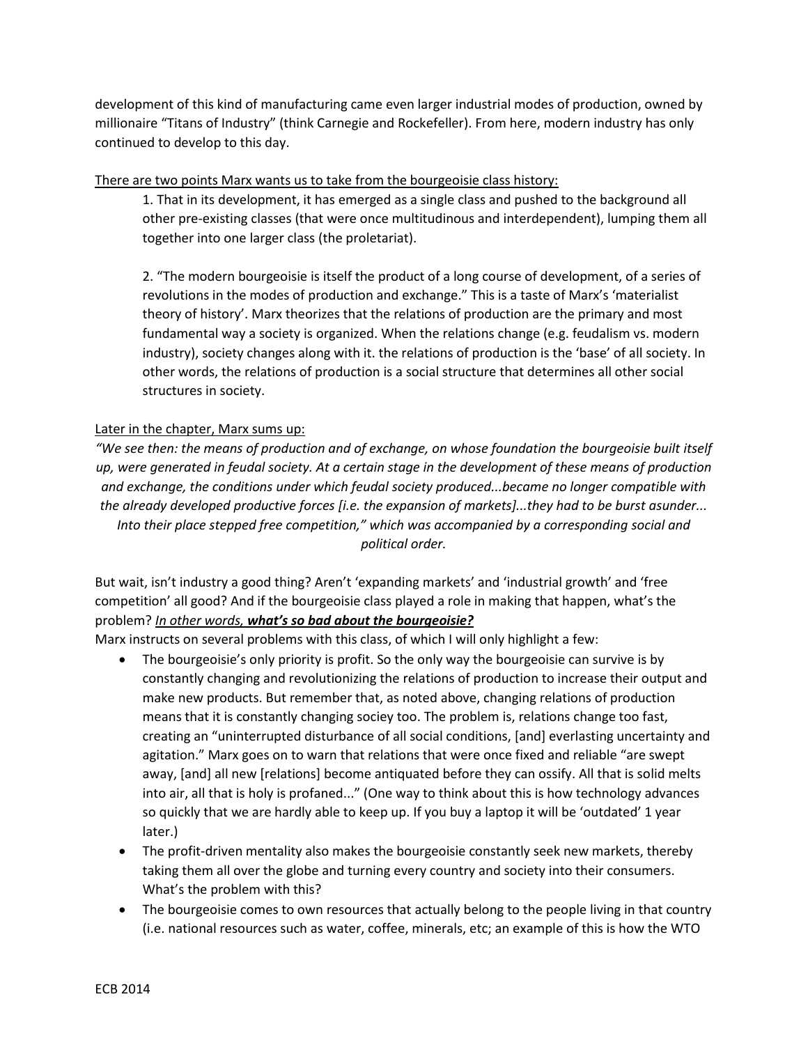development of this kind of manufacturing came even larger industrial modes of production, owned by millionaire "Titans of Industry" (think Carnegie and Rockefeller). From here, modern industry has only continued to develop to this day.

<u>There are two points Marx wants us to take from the bourgeoisie class history:</u>

> 1. That in its development, it has emerged as a single class and pushed to the background all other pre-existing classes (that were once multitudinous and interdependent), lumping them all together into one larger class (the proletariat).
>
> 2. "The modern bourgeoisie is itself the product of a long course of development, of a series of revolutions in the modes of production and exchange." This is a taste of Marx's 'materialist theory of history'. Marx theorizes that the relations of production are the primary and most fundamental way a society is organized. When the relations change (e.g. feudalism vs. modern industry), society changes along with it. the relations of production is the 'base' of all society. In other words, the relations of production is a social structure that determines all other social structures in society.

<u>Later in the chapter, Marx sums up:</u>

*"We see then: the means of production and of exchange, on whose foundation the bourgeoisie built itself up, were generated in feudal society. At a certain stage in the development of these means of production and exchange, the conditions under which feudal society produced...became no longer compatible with the already developed productive forces [i.e. the expansion of markets]...they had to be burst asunder... Into their place stepped free competition," which was accompanied by a corresponding social and political order.*

But wait, isn't industry a good thing? Aren't 'expanding markets' and 'industrial growth' and 'free competition' all good? And if the bourgeoisie class played a role in making that happen, what's the problem? ***<u>In other words, what's so bad about the bourgeoisie?</u>***

Marx instructs on several problems with this class, of which I will only highlight a few:

- The bourgeoisie's only priority is profit. So the only way the bourgeoisie can survive is by constantly changing and revolutionizing the relations of production to increase their output and make new products. But remember that, as noted above, changing relations of production means that it is constantly changing sociey too. The problem is, relations change too fast, creating an "uninterrupted disturbance of all social conditions, [and] everlasting uncertainty and agitation." Marx goes on to warn that relations that were once fixed and reliable "are swept away, [and] all new [relations] become antiquated before they can ossify. All that is solid melts into air, all that is holy is profaned..." (One way to think about this is how technology advances so quickly that we are hardly able to keep up. If you buy a laptop it will be 'outdated' 1 year later.)
- The profit-driven mentality also makes the bourgeoisie constantly seek new markets, thereby taking them all over the globe and turning every country and society into their consumers. What's the problem with this?
- The bourgeoisie comes to own resources that actually belong to the people living in that country (i.e. national resources such as water, coffee, minerals, etc; an example of this is how the WTO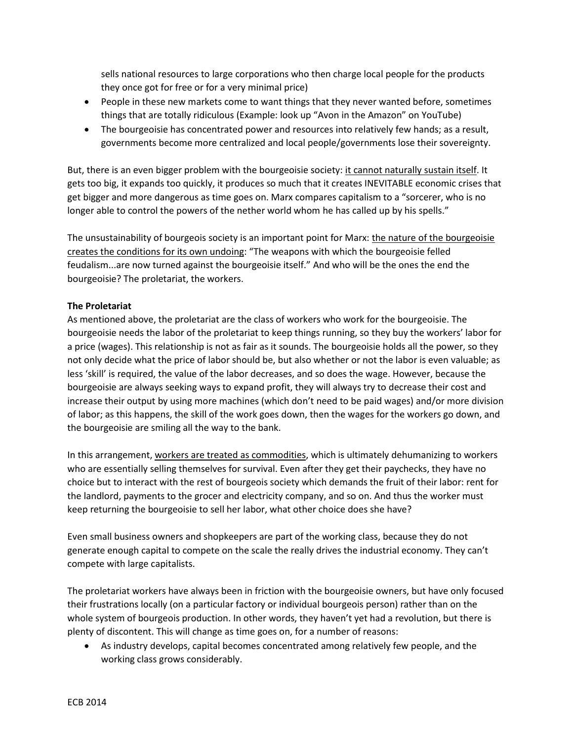sells national resources to large corporations who then charge local people for the products they once got for free or for a very minimal price)

- People in these new markets come to want things that they never wanted before, sometimes things that are totally ridiculous (Example: look up "Avon in the Amazon" on YouTube)
- The bourgeoisie has concentrated power and resources into relatively few hands; as a result, governments become more centralized and local people/governments lose their sovereignty.

But, there is an even bigger problem with the bourgeoisie society: <u>it cannot naturally sustain itself</u>. It gets too big, it expands too quickly, it produces so much that it creates INEVITABLE economic crises that get bigger and more dangerous as time goes on. Marx compares capitalism to a "sorcerer, who is no longer able to control the powers of the nether world whom he has called up by his spells."

The unsustainability of bourgeois society is an important point for Marx: <u>the nature of the bourgeoisie creates the conditions for its own undoing</u>: "The weapons with which the bourgeoisie felled feudalism...are now turned against the bourgeoisie itself." And who will be the ones the end the bourgeoisie? The proletariat, the workers.

**The Proletariat**

As mentioned above, the proletariat are the class of workers who work for the bourgeoisie. The bourgeoisie needs the labor of the proletariat to keep things running, so they buy the workers' labor for a price (wages). This relationship is not as fair as it sounds. The bourgeoisie holds all the power, so they not only decide what the price of labor should be, but also whether or not the labor is even valuable; as less 'skill' is required, the value of the labor decreases, and so does the wage. However, because the bourgeoisie are always seeking ways to expand profit, they will always try to decrease their cost and increase their output by using more machines (which don't need to be paid wages) and/or more division of labor; as this happens, the skill of the work goes down, then the wages for the workers go down, and the bourgeoisie are smiling all the way to the bank.

In this arrangement, <u>workers are treated as commodities</u>, which is ultimately dehumanizing to workers who are essentially selling themselves for survival. Even after they get their paychecks, they have no choice but to interact with the rest of bourgeois society which demands the fruit of their labor: rent for the landlord, payments to the grocer and electricity company, and so on. And thus the worker must keep returning the bourgeoisie to sell her labor, what other choice does she have?

Even small business owners and shopkeepers are part of the working class, because they do not generate enough capital to compete on the scale the really drives the industrial economy. They can't compete with large capitalists.

The proletariat workers have always been in friction with the bourgeoisie owners, but have only focused their frustrations locally (on a particular factory or individual bourgeois person) rather than on the whole system of bourgeois production. In other words, they haven't yet had a revolution, but there is plenty of discontent. This will change as time goes on, for a number of reasons:

- As industry develops, capital becomes concentrated among relatively few people, and the working class grows considerably.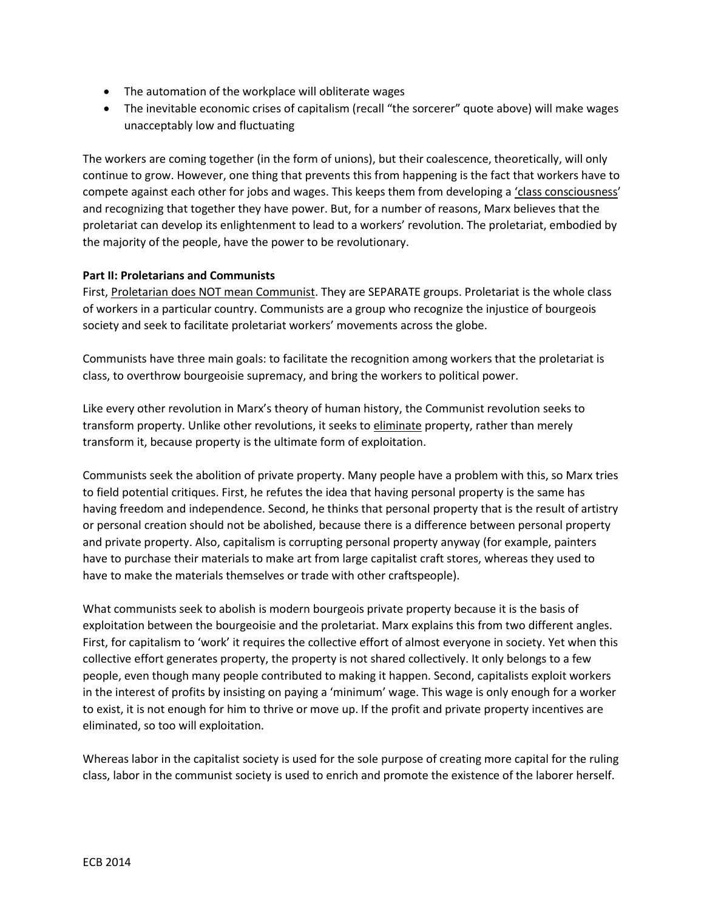- The automation of the workplace will obliterate wages
- The inevitable economic crises of capitalism (recall "the sorcerer" quote above) will make wages unacceptably low and fluctuating

The workers are coming together (in the form of unions), but their coalescence, theoretically, will only continue to grow. However, one thing that prevents this from happening is the fact that workers have to compete against each other for jobs and wages. This keeps them from developing a 'class consciousness' and recognizing that together they have power. But, for a number of reasons, Marx believes that the proletariat can develop its enlightenment to lead to a workers' revolution. The proletariat, embodied by the majority of the people, have the power to be revolutionary.

**Part II: Proletarians and Communists**

First, Proletarian does NOT mean Communist. They are SEPARATE groups. Proletariat is the whole class of workers in a particular country. Communists are a group who recognize the injustice of bourgeois society and seek to facilitate proletariat workers' movements across the globe.

Communists have three main goals: to facilitate the recognition among workers that the proletariat is class, to overthrow bourgeoisie supremacy, and bring the workers to political power.

Like every other revolution in Marx's theory of human history, the Communist revolution seeks to transform property. Unlike other revolutions, it seeks to eliminate property, rather than merely transform it, because property is the ultimate form of exploitation.

Communists seek the abolition of private property. Many people have a problem with this, so Marx tries to field potential critiques. First, he refutes the idea that having personal property is the same has having freedom and independence. Second, he thinks that personal property that is the result of artistry or personal creation should not be abolished, because there is a difference between personal property and private property. Also, capitalism is corrupting personal property anyway (for example, painters have to purchase their materials to make art from large capitalist craft stores, whereas they used to have to make the materials themselves or trade with other craftspeople).

What communists seek to abolish is modern bourgeois private property because it is the basis of exploitation between the bourgeoisie and the proletariat. Marx explains this from two different angles. First, for capitalism to 'work' it requires the collective effort of almost everyone in society. Yet when this collective effort generates property, the property is not shared collectively. It only belongs to a few people, even though many people contributed to making it happen. Second, capitalists exploit workers in the interest of profits by insisting on paying a 'minimum' wage. This wage is only enough for a worker to exist, it is not enough for him to thrive or move up. If the profit and private property incentives are eliminated, so too will exploitation.

Whereas labor in the capitalist society is used for the sole purpose of creating more capital for the ruling class, labor in the communist society is used to enrich and promote the existence of the laborer herself.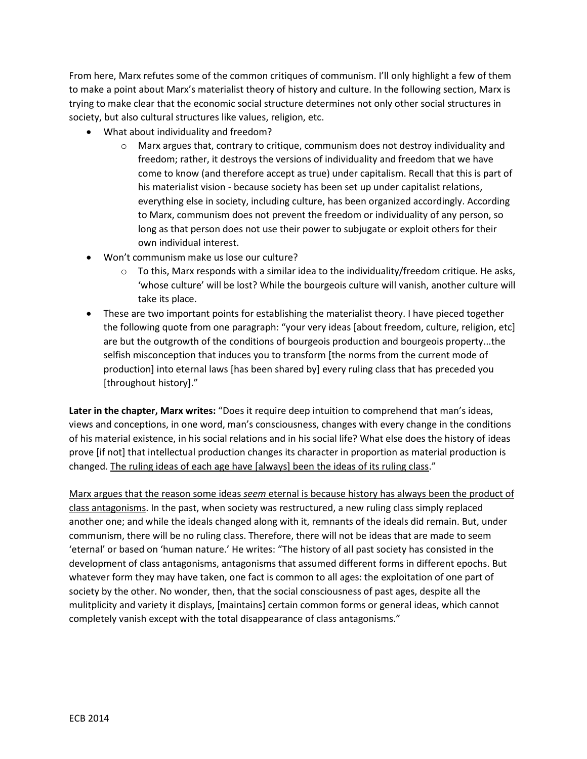From here, Marx refutes some of the common critiques of communism. I'll only highlight a few of them to make a point about Marx's materialist theory of history and culture. In the following section, Marx is trying to make clear that the economic social structure determines not only other social structures in society, but also cultural structures like values, religion, etc.

- What about individuality and freedom?
    - Marx argues that, contrary to critique, communism does not destroy individuality and freedom; rather, it destroys the versions of individuality and freedom that we have come to know (and therefore accept as true) under capitalism. Recall that this is part of his materialist vision - because society has been set up under capitalist relations, everything else in society, including culture, has been organized accordingly. According to Marx, communism does not prevent the freedom or individuality of any person, so long as that person does not use their power to subjugate or exploit others for their own individual interest.
- Won't communism make us lose our culture?
    - To this, Marx responds with a similar idea to the individuality/freedom critique. He asks, 'whose culture' will be lost? While the bourgeois culture will vanish, another culture will take its place.
- These are two important points for establishing the materialist theory. I have pieced together the following quote from one paragraph: "your very ideas [about freedom, culture, religion, etc] are but the outgrowth of the conditions of bourgeois production and bourgeois property...the selfish misconception that induces you to transform [the norms from the current mode of production] into eternal laws [has been shared by] every ruling class that has preceded you [throughout history]."

**Later in the chapter, Marx writes:** "Does it require deep intuition to comprehend that man's ideas, views and conceptions, in one word, man's consciousness, changes with every change in the conditions of his material existence, in his social relations and in his social life? What else does the history of ideas prove [if not] that intellectual production changes its character in proportion as material production is changed. <u>The ruling ideas of each age have [always] been the ideas of its ruling class</u>."

<u>Marx argues that the reason some ideas *seem* eternal is because history has always been the product of class antagonisms</u>. In the past, when society was restructured, a new ruling class simply replaced another one; and while the ideals changed along with it, remnants of the ideals did remain. But, under communism, there will be no ruling class. Therefore, there will not be ideas that are made to seem 'eternal' or based on 'human nature.' He writes: "The history of all past society has consisted in the development of class antagonisms, antagonisms that assumed different forms in different epochs. But whatever form they may have taken, one fact is common to all ages: the exploitation of one part of society by the other. No wonder, then, that the social consciousness of past ages, despite all the mulitplicity and variety it displays, [maintains] certain common forms or general ideas, which cannot completely vanish except with the total disappearance of class antagonisms."

ECB 2014